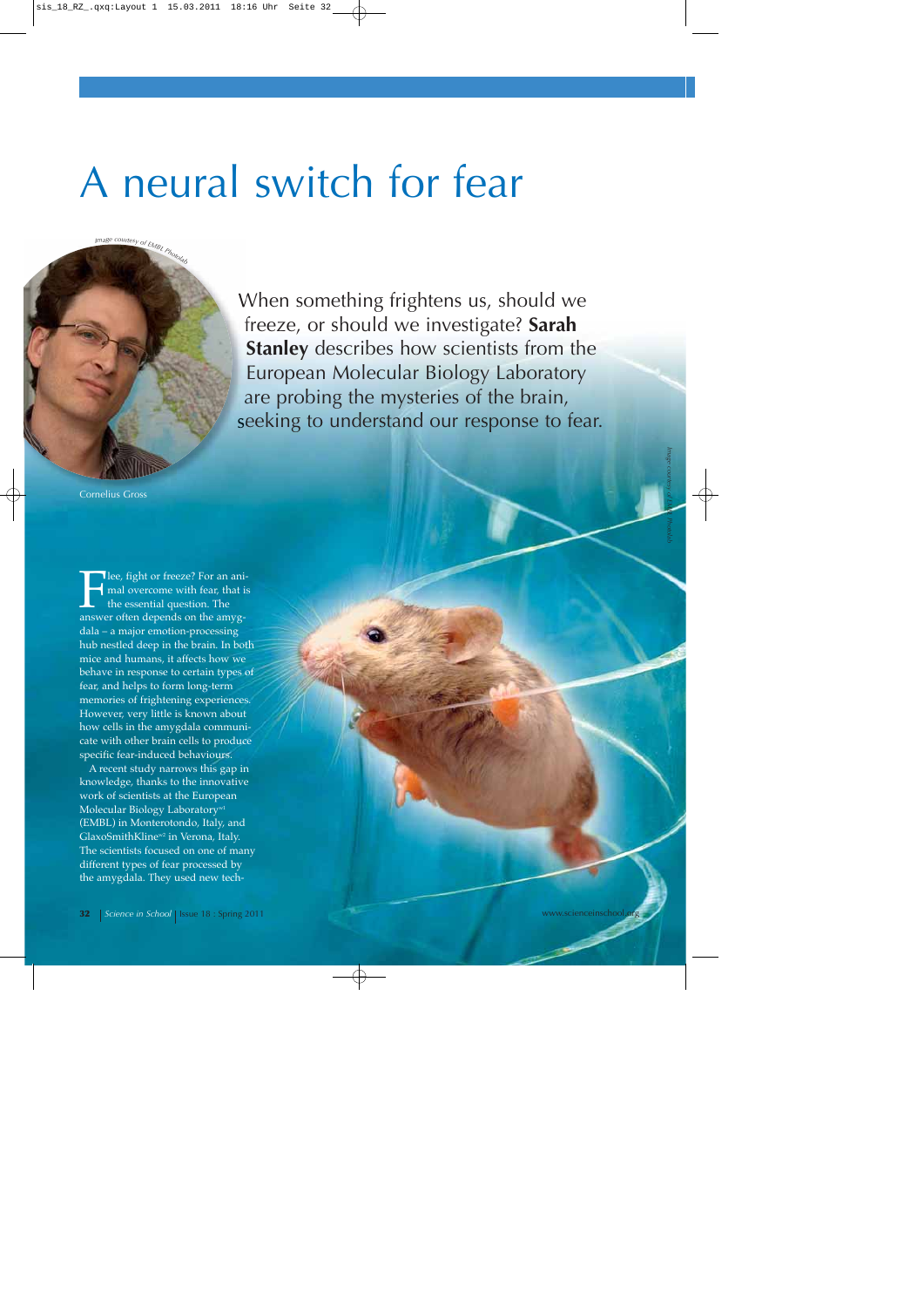# A neural switch for fear

Image courtesy of EMBL Photolab

Cornelius Gross

When something frightens us, should we freeze, or should we investigate? **Sarah Stanley** describes how scientists from the European Molecular Biology Laboratory are probing the mysteries of the brain, seeking to understand our response to fear.

Image courtesy of EMBL Photolab

Flee, fight or freeze? For an animal overcome with fear, that is the essential question. The answer often depends on the amygdala – a major emotion-processing hub nestled deep in the brain. In both mice and humans, it affects how we behave in response to certain types of fear, and helps to form long-term memories of frightening experiences. However, very little is known about how cells in the amygdala communicate with other brain cells to produce specific fear-induced behaviours.

A recent study narrows this gap in knowledge, thanks to the innovative work of scientists at the European Molecular Biology Laboratory[w1] (EMBL) in Monterotondo, Italy, and GlaxoSmithKline[w2] in Verona, Italy. The scientists focused on one of many different types of fear processed by the amygdala. They used new tech-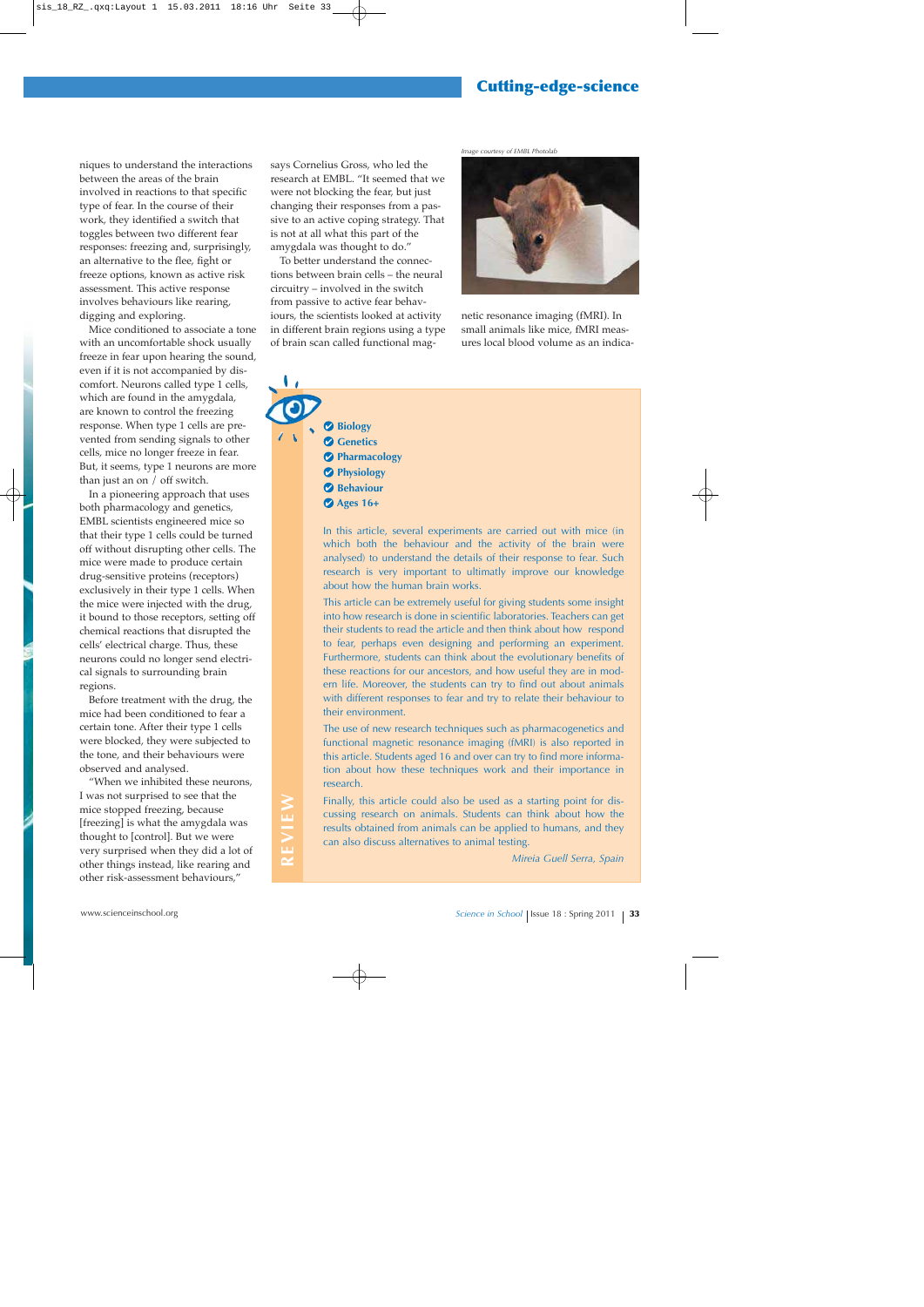niques to understand the interactions between the areas of the brain involved in reactions to that specific type of fear. In the course of their work, they identified a switch that toggles between two different fear responses: freezing and, surprisingly, an alternative to the flee, fight or freeze options, known as active risk assessment. This active response involves behaviours like rearing, digging and exploring.

Mice conditioned to associate a tone with an uncomfortable shock usually freeze in fear upon hearing the sound, even if it is not accompanied by discomfort. Neurons called type 1 cells, which are found in the amygdala, are known to control the freezing response. When type 1 cells are prevented from sending signals to other cells, mice no longer freeze in fear. But, it seems, type 1 neurons are more than just an on / off switch.

In a pioneering approach that uses both pharmacology and genetics, EMBL scientists engineered mice so that their type 1 cells could be turned off without disrupting other cells. The mice were made to produce certain drug-sensitive proteins (receptors) exclusively in their type 1 cells. When the mice were injected with the drug, it bound to those receptors, setting off chemical reactions that disrupted the cells' electrical charge. Thus, these neurons could no longer send electrical signals to surrounding brain regions.

Before treatment with the drug, the mice had been conditioned to fear a certain tone. After their type 1 cells were blocked, they were subjected to the tone, and their behaviours were observed and analysed.

"When we inhibited these neurons, I was not surprised to see that the mice stopped freezing, because [freezing] is what the amygdala was thought to [control]. But we were very surprised when they did a lot of other things instead, like rearing and other risk-assessment behaviours," says Cornelius Gross, who led the research at EMBL. "It seemed that we were not blocking the fear, but just changing their responses from a passive to an active coping strategy. That is not at all what this part of the amygdala was thought to do."

To better understand the connections between brain cells – the neural circuitry – involved in the switch from passive to active fear behaviours, the scientists looked at activity in different brain regions using a type of brain scan called functional magnetic resonance imaging (fMRI). In small animals like mice, fMRI measures local blood volume as an indica-

*Image courtesy of EMBL Photolab*

## REVIEW

- Biology
- Genetics
- Pharmacology
- Physiology
- Behaviour
- Ages 16+

In this article, several experiments are carried out with mice (in which both the behaviour and the activity of the brain were analysed) to understand the details of their response to fear. Such research is very important to ultimately improve our knowledge about how the human brain works.

This article can be extremely useful for giving students some insight into how research is done in scientific laboratories. Teachers can get their students to read the article and then think about how respond to fear, perhaps even designing and performing an experiment. Furthermore, students can think about the evolutionary benefits of these reactions for our ancestors, and how useful they are in modern life. Moreover, the students can try to find out about animals with different responses to fear and try to relate their behaviour to their environment.

The use of new research techniques such as pharmacogenetics and functional magnetic resonance imaging (fMRI) is also reported in this article. Students aged 16 and over can try to find more information about how these techniques work and their importance in research.

Finally, this article could also be used as a starting point for discussing research on animals. Students can think about how the results obtained from animals can be applied to humans, and they can also discuss alternatives to animal testing.

*Mireia Guell Serra, Spain*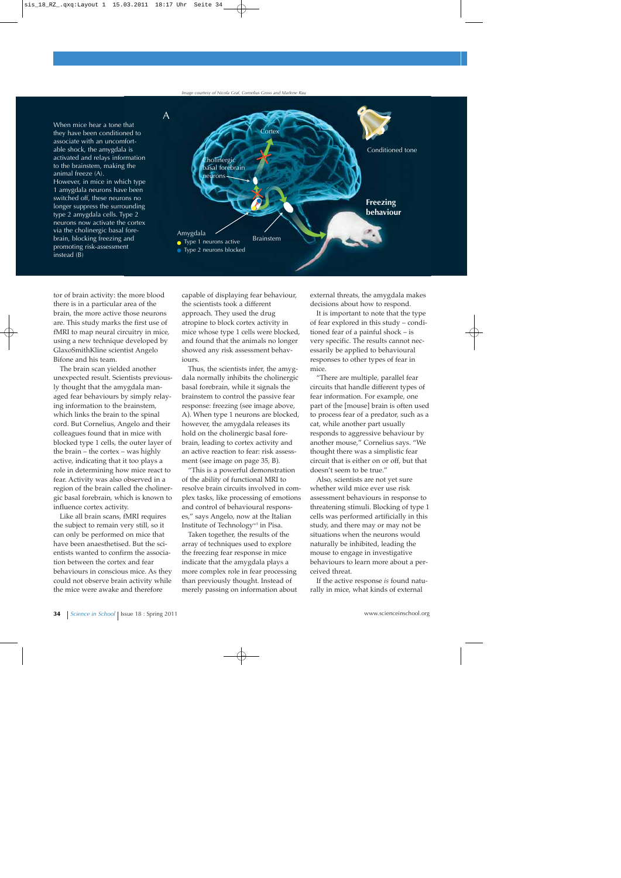Image courtesy of Nicola Graf, Cornelius Gross and Marlene Rau

When mice hear a tone that they have been conditioned to associate with an uncomfortable shock, the amygdala is activated and relays information to the brainstem, making the animal freeze (A).
However, in mice in which type 1 amygdala neurons have been switched off, these neurons no longer suppress the surrounding type 2 amygdala cells. Type 2 neurons now activate the cortex via the cholinergic basal forebrain, blocking freezing and promoting risk-assessment instead (B)

A

Cortex

Cholinergic basal forebrain neurons

Conditioned tone

Freezing behaviour

Amygdala
- Type 1 neurons active
- Type 2 neurons blocked

Brainstem

tor of brain activity: the more blood there is in a particular area of the brain, the more active those neurons are. This study marks the first use of fMRI to map neural circuitry in mice, using a new technique developed by GlaxoSmithKline scientist Angelo Bifone and his team.

The brain scan yielded another unexpected result. Scientists previously thought that the amygdala managed fear behaviours by simply relaying information to the brainstem, which links the brain to the spinal cord. But Cornelius, Angelo and their colleagues found that in mice with blocked type 1 cells, the outer layer of the brain – the cortex – was highly active, indicating that it too plays a role in determining how mice react to fear. Activity was also observed in a region of the brain called the cholinergic basal forebrain, which is known to influence cortex activity.

Like all brain scans, fMRI requires the subject to remain very still, so it can only be performed on mice that have been anaesthetised. But the scientists wanted to confirm the association between the cortex and fear behaviours in conscious mice. As they could not observe brain activity while the mice were awake and therefore capable of displaying fear behaviour, the scientists took a different approach. They used the drug atropine to block cortex activity in mice whose type 1 cells were blocked, and found that the animals no longer showed any risk assessment behaviours.

Thus, the scientists infer, the amygdala normally inhibits the cholinergic basal forebrain, while it signals the brainstem to control the passive fear response: freezing (see image above, A). When type 1 neurons are blocked, however, the amygdala releases its hold on the cholinergic basal forebrain, leading to cortex activity and an active reaction to fear: risk assessment (see image on page 35, B).

"This is a powerful demonstration of the ability of functional MRI to resolve brain circuits involved in complex tasks, like processing of emotions and control of behavioural responses," says Angelo, now at the Italian Institute of Technology[w5] in Pisa.

Taken together, the results of the array of techniques used to explore the freezing fear response in mice indicate that the amygdala plays a more complex role in fear processing than previously thought. Instead of merely passing on information about external threats, the amygdala makes decisions about how to respond.

It is important to note that the type of fear explored in this study – conditioned fear of a painful shock – is very specific. The results cannot necessarily be applied to behavioural responses to other types of fear in mice.

"There are multiple, parallel fear circuits that handle different types of fear information. For example, one part of the [mouse] brain is often used to process fear of a predator, such as a cat, while another part usually responds to aggressive behaviour by another mouse," Cornelius says. "We thought there was a simplistic fear circuit that is either on or off, but that doesn't seem to be true."

Also, scientists are not yet sure whether wild mice ever use risk assessment behaviours in response to threatening stimuli. Blocking of type 1 cells was performed artificially in this study, and there may or may not be situations when the neurons would naturally be inhibited, leading the mouse to engage in investigative behaviours to learn more about a perceived threat.

If the active response *is* found naturally in mice, what kinds of external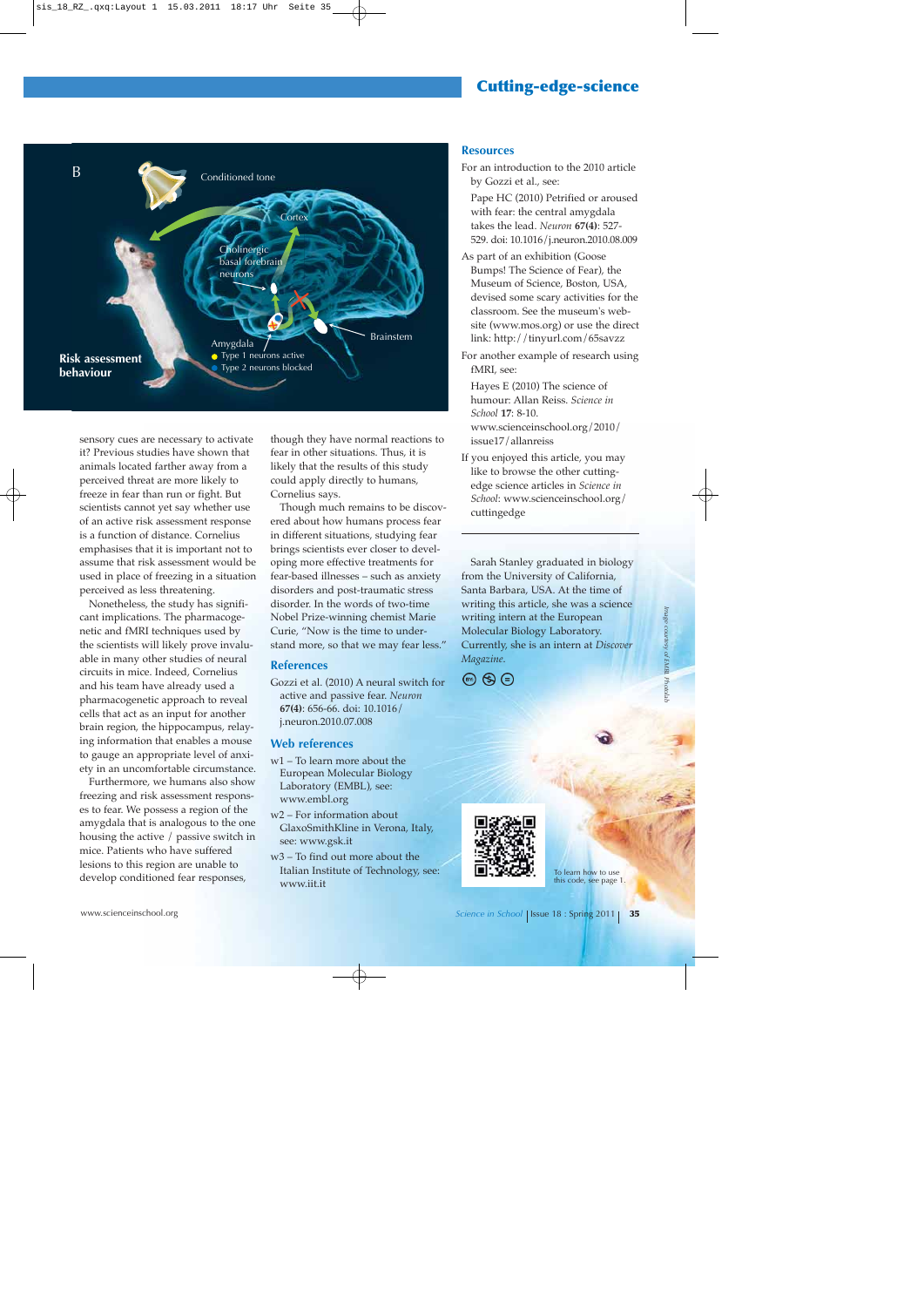B

Conditioned tone

Cortex

Cholinergic basal forebrain neurons

Brainstem

Amygdala

Type 1 neurons active

Type 2 neurons blocked

Risk assessment behaviour

sensory cues are necessary to activate it? Previous studies have shown that animals located farther away from a perceived threat are more likely to freeze in fear than run or fight. But scientists cannot yet say whether use of an active risk assessment response is a function of distance. Cornelius emphasises that it is important not to assume that risk assessment would be used in place of freezing in a situation perceived as less threatening.

Nonetheless, the study has significant implications. The pharmacogenetic and fMRI techniques used by the scientists will likely prove invaluable in many other studies of neural circuits in mice. Indeed, Cornelius and his team have already used a pharmacogenetic approach to reveal cells that act as an input for another brain region, the hippocampus, relaying information that enables a mouse to gauge an appropriate level of anxiety in an uncomfortable circumstance.

Furthermore, we humans also show freezing and risk assessment responses to fear. We possess a region of the amygdala that is analogous to the one housing the active / passive switch in mice. Patients who have suffered lesions to this region are unable to develop conditioned fear responses, though they have normal reactions to fear in other situations. Thus, it is likely that the results of this study could apply directly to humans, Cornelius says.

Though much remains to be discovered about how humans process fear in different situations, studying fear brings scientists ever closer to developing more effective treatments for fear-based illnesses – such as anxiety disorders and post-traumatic stress disorder. In the words of two-time Nobel Prize-winning chemist Marie Curie, "Now is the time to understand more, so that we may fear less."

## References

Gozzi et al. (2010) A neural switch for active and passive fear. *Neuron* **67(4)**: 656-66. doi: 10.1016/j.neuron.2010.07.008

## Web references

w1 – To learn more about the European Molecular Biology Laboratory (EMBL), see: www.embl.org

w2 – For information about GlaxoSmithKline in Verona, Italy, see: www.gsk.it

w3 – To find out more about the Italian Institute of Technology, see: www.iit.it

## Resources

For an introduction to the 2010 article by Gozzi et al., see:

Pape HC (2010) Petrified or aroused with fear: the central amygdala takes the lead. *Neuron* **67(4)**: 527-529. doi: 10.1016/j.neuron.2010.08.009

As part of an exhibition (Goose Bumps! The Science of Fear), the Museum of Science, Boston, USA, devised some scary activities for the classroom. See the museum's website (www.mos.org) or use the direct link: http://tinyurl.com/65savzz

For another example of research using fMRI, see:

Hayes E (2010) The science of humour: Allan Reiss. *Science in School* **17**: 8-10. www.scienceinschool.org/2010/issue17/allanreiss

If you enjoyed this article, you may like to browse the other cutting-edge science articles in *Science in School*: www.scienceinschool.org/cuttingedge

---

Sarah Stanley graduated in biology from the University of California, Santa Barbara, USA. At the time of writing this article, she was a science writing intern at the European Molecular Biology Laboratory. Currently, she is an intern at *Discover Magazine*.

*Image courtesy of EMBL Photolab*

To learn how to use this code, see page 1.